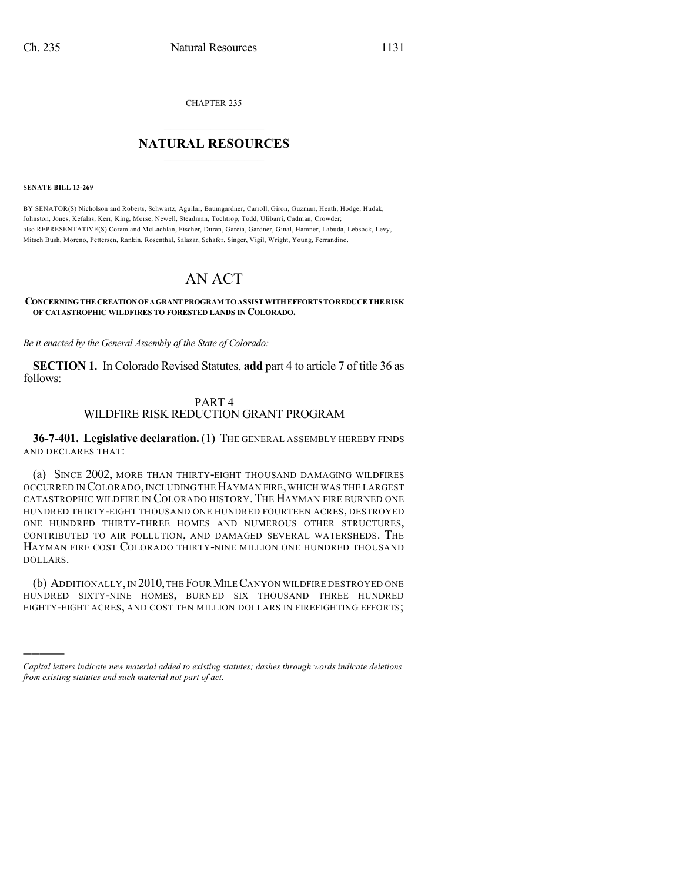CHAPTER 235

# NATURAL RESOURCES

**SENATE BILL 13-269**

BY SENATOR(S) Nicholson and Roberts, Schwartz, Aguilar, Baumgardner, Carroll, Giron, Guzman, Heath, Hodge, Hudak, Johnston, Jones, Kefalas, Kerr, King, Morse, Newell, Steadman, Tochtrop, Todd, Ulibarri, Cadman, Crowder;
also REPRESENTATIVE(S) Coram and McLachlan, Fischer, Duran, Garcia, Gardner, Ginal, Hamner, Labuda, Lebsock, Levy, Mitsch Bush, Moreno, Pettersen, Rankin, Rosenthal, Salazar, Schafer, Singer, Vigil, Wright, Young, Ferrandino.

# AN ACT

**CONCERNING THE CREATION OF A GRANT PROGRAM TO ASSIST WITH EFFORTS TO REDUCE THE RISK OF CATASTROPHIC WILDFIRES TO FORESTED LANDS IN COLORADO.**

*Be it enacted by the General Assembly of the State of Colorado:*

**SECTION 1.** In Colorado Revised Statutes, **add** part 4 to article 7 of title 36 as follows:

## PART 4
## WILDFIRE RISK REDUCTION GRANT PROGRAM

**36-7-401. Legislative declaration.** (1) THE GENERAL ASSEMBLY HEREBY FINDS AND DECLARES THAT:

(a) SINCE 2002, MORE THAN THIRTY-EIGHT THOUSAND DAMAGING WILDFIRES OCCURRED IN COLORADO, INCLUDING THE HAYMAN FIRE, WHICH WAS THE LARGEST CATASTROPHIC WILDFIRE IN COLORADO HISTORY. THE HAYMAN FIRE BURNED ONE HUNDRED THIRTY-EIGHT THOUSAND ONE HUNDRED FOURTEEN ACRES, DESTROYED ONE HUNDRED THIRTY-THREE HOMES AND NUMEROUS OTHER STRUCTURES, CONTRIBUTED TO AIR POLLUTION, AND DAMAGED SEVERAL WATERSHEDS. THE HAYMAN FIRE COST COLORADO THIRTY-NINE MILLION ONE HUNDRED THOUSAND DOLLARS.

(b) ADDITIONALLY, IN 2010, THE FOUR MILE CANYON WILDFIRE DESTROYED ONE HUNDRED SIXTY-NINE HOMES, BURNED SIX THOUSAND THREE HUNDRED EIGHTY-EIGHT ACRES, AND COST TEN MILLION DOLLARS IN FIREFIGHTING EFFORTS;

---

*Capital letters indicate new material added to existing statutes; dashes through words indicate deletions from existing statutes and such material not part of act.*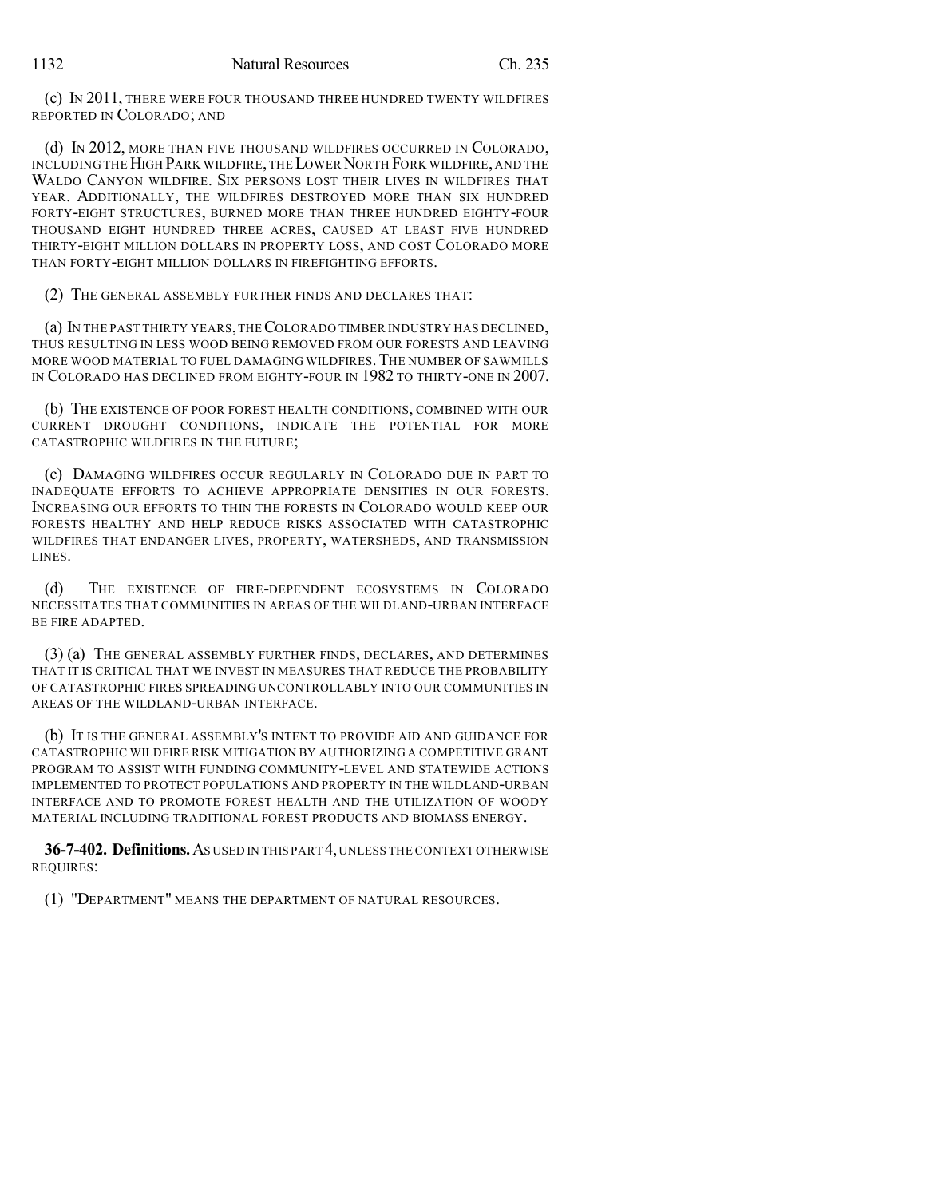(c) IN 2011, THERE WERE FOUR THOUSAND THREE HUNDRED TWENTY WILDFIRES REPORTED IN COLORADO; AND

(d) IN 2012, MORE THAN FIVE THOUSAND WILDFIRES OCCURRED IN COLORADO, INCLUDING THE HIGH PARK WILDFIRE, THE LOWER NORTH FORK WILDFIRE, AND THE WALDO CANYON WILDFIRE. SIX PERSONS LOST THEIR LIVES IN WILDFIRES THAT YEAR. ADDITIONALLY, THE WILDFIRES DESTROYED MORE THAN SIX HUNDRED FORTY-EIGHT STRUCTURES, BURNED MORE THAN THREE HUNDRED EIGHTY-FOUR THOUSAND EIGHT HUNDRED THREE ACRES, CAUSED AT LEAST FIVE HUNDRED THIRTY-EIGHT MILLION DOLLARS IN PROPERTY LOSS, AND COST COLORADO MORE THAN FORTY-EIGHT MILLION DOLLARS IN FIREFIGHTING EFFORTS.

(2) THE GENERAL ASSEMBLY FURTHER FINDS AND DECLARES THAT:

(a) IN THE PAST THIRTY YEARS, THE COLORADO TIMBER INDUSTRY HAS DECLINED, THUS RESULTING IN LESS WOOD BEING REMOVED FROM OUR FORESTS AND LEAVING MORE WOOD MATERIAL TO FUEL DAMAGING WILDFIRES. THE NUMBER OF SAWMILLS IN COLORADO HAS DECLINED FROM EIGHTY-FOUR IN 1982 TO THIRTY-ONE IN 2007.

(b) THE EXISTENCE OF POOR FOREST HEALTH CONDITIONS, COMBINED WITH OUR CURRENT DROUGHT CONDITIONS, INDICATE THE POTENTIAL FOR MORE CATASTROPHIC WILDFIRES IN THE FUTURE;

(c) DAMAGING WILDFIRES OCCUR REGULARLY IN COLORADO DUE IN PART TO INADEQUATE EFFORTS TO ACHIEVE APPROPRIATE DENSITIES IN OUR FORESTS. INCREASING OUR EFFORTS TO THIN THE FORESTS IN COLORADO WOULD KEEP OUR FORESTS HEALTHY AND HELP REDUCE RISKS ASSOCIATED WITH CATASTROPHIC WILDFIRES THAT ENDANGER LIVES, PROPERTY, WATERSHEDS, AND TRANSMISSION LINES.

(d) THE EXISTENCE OF FIRE-DEPENDENT ECOSYSTEMS IN COLORADO NECESSITATES THAT COMMUNITIES IN AREAS OF THE WILDLAND-URBAN INTERFACE BE FIRE ADAPTED.

(3) (a) THE GENERAL ASSEMBLY FURTHER FINDS, DECLARES, AND DETERMINES THAT IT IS CRITICAL THAT WE INVEST IN MEASURES THAT REDUCE THE PROBABILITY OF CATASTROPHIC FIRES SPREADING UNCONTROLLABLY INTO OUR COMMUNITIES IN AREAS OF THE WILDLAND-URBAN INTERFACE.

(b) IT IS THE GENERAL ASSEMBLY'S INTENT TO PROVIDE AID AND GUIDANCE FOR CATASTROPHIC WILDFIRE RISK MITIGATION BY AUTHORIZING A COMPETITIVE GRANT PROGRAM TO ASSIST WITH FUNDING COMMUNITY-LEVEL AND STATEWIDE ACTIONS IMPLEMENTED TO PROTECT POPULATIONS AND PROPERTY IN THE WILDLAND-URBAN INTERFACE AND TO PROMOTE FOREST HEALTH AND THE UTILIZATION OF WOODY MATERIAL INCLUDING TRADITIONAL FOREST PRODUCTS AND BIOMASS ENERGY.

**36-7-402. Definitions.** AS USED IN THIS PART 4, UNLESS THE CONTEXT OTHERWISE REQUIRES:

(1) "DEPARTMENT" MEANS THE DEPARTMENT OF NATURAL RESOURCES.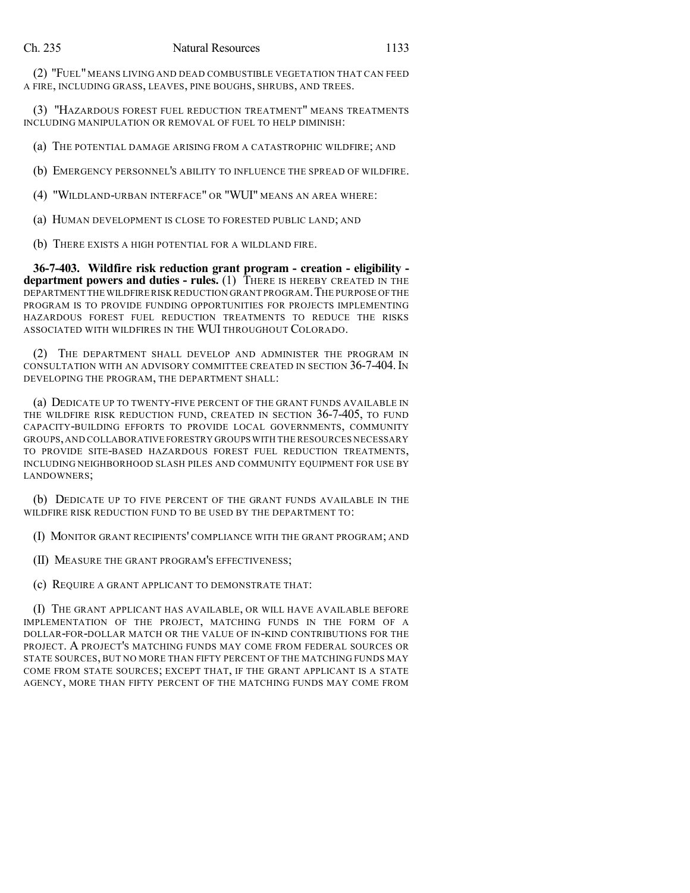(2) "FUEL" MEANS LIVING AND DEAD COMBUSTIBLE VEGETATION THAT CAN FEED A FIRE, INCLUDING GRASS, LEAVES, PINE BOUGHS, SHRUBS, AND TREES.

(3) "HAZARDOUS FOREST FUEL REDUCTION TREATMENT" MEANS TREATMENTS INCLUDING MANIPULATION OR REMOVAL OF FUEL TO HELP DIMINISH:

(a) THE POTENTIAL DAMAGE ARISING FROM A CATASTROPHIC WILDFIRE; AND

(b) EMERGENCY PERSONNEL'S ABILITY TO INFLUENCE THE SPREAD OF WILDFIRE.

(4) "WILDLAND-URBAN INTERFACE" OR "WUI" MEANS AN AREA WHERE:

(a) HUMAN DEVELOPMENT IS CLOSE TO FORESTED PUBLIC LAND; AND

(b) THERE EXISTS A HIGH POTENTIAL FOR A WILDLAND FIRE.

**36-7-403. Wildfire risk reduction grant program - creation - eligibility - department powers and duties - rules.** (1) THERE IS HEREBY CREATED IN THE DEPARTMENT THE WILDFIRE RISK REDUCTION GRANT PROGRAM. THE PURPOSE OF THE PROGRAM IS TO PROVIDE FUNDING OPPORTUNITIES FOR PROJECTS IMPLEMENTING HAZARDOUS FOREST FUEL REDUCTION TREATMENTS TO REDUCE THE RISKS ASSOCIATED WITH WILDFIRES IN THE WUI THROUGHOUT COLORADO.

(2) THE DEPARTMENT SHALL DEVELOP AND ADMINISTER THE PROGRAM IN CONSULTATION WITH AN ADVISORY COMMITTEE CREATED IN SECTION 36-7-404. IN DEVELOPING THE PROGRAM, THE DEPARTMENT SHALL:

(a) DEDICATE UP TO TWENTY-FIVE PERCENT OF THE GRANT FUNDS AVAILABLE IN THE WILDFIRE RISK REDUCTION FUND, CREATED IN SECTION 36-7-405, TO FUND CAPACITY-BUILDING EFFORTS TO PROVIDE LOCAL GOVERNMENTS, COMMUNITY GROUPS, AND COLLABORATIVE FORESTRY GROUPS WITH THE RESOURCES NECESSARY TO PROVIDE SITE-BASED HAZARDOUS FOREST FUEL REDUCTION TREATMENTS, INCLUDING NEIGHBORHOOD SLASH PILES AND COMMUNITY EQUIPMENT FOR USE BY LANDOWNERS;

(b) DEDICATE UP TO FIVE PERCENT OF THE GRANT FUNDS AVAILABLE IN THE WILDFIRE RISK REDUCTION FUND TO BE USED BY THE DEPARTMENT TO:

(I) MONITOR GRANT RECIPIENTS' COMPLIANCE WITH THE GRANT PROGRAM; AND

(II) MEASURE THE GRANT PROGRAM'S EFFECTIVENESS;

(c) REQUIRE A GRANT APPLICANT TO DEMONSTRATE THAT:

(I) THE GRANT APPLICANT HAS AVAILABLE, OR WILL HAVE AVAILABLE BEFORE IMPLEMENTATION OF THE PROJECT, MATCHING FUNDS IN THE FORM OF A DOLLAR-FOR-DOLLAR MATCH OR THE VALUE OF IN-KIND CONTRIBUTIONS FOR THE PROJECT. A PROJECT'S MATCHING FUNDS MAY COME FROM FEDERAL SOURCES OR STATE SOURCES, BUT NO MORE THAN FIFTY PERCENT OF THE MATCHING FUNDS MAY COME FROM STATE SOURCES; EXCEPT THAT, IF THE GRANT APPLICANT IS A STATE AGENCY, MORE THAN FIFTY PERCENT OF THE MATCHING FUNDS MAY COME FROM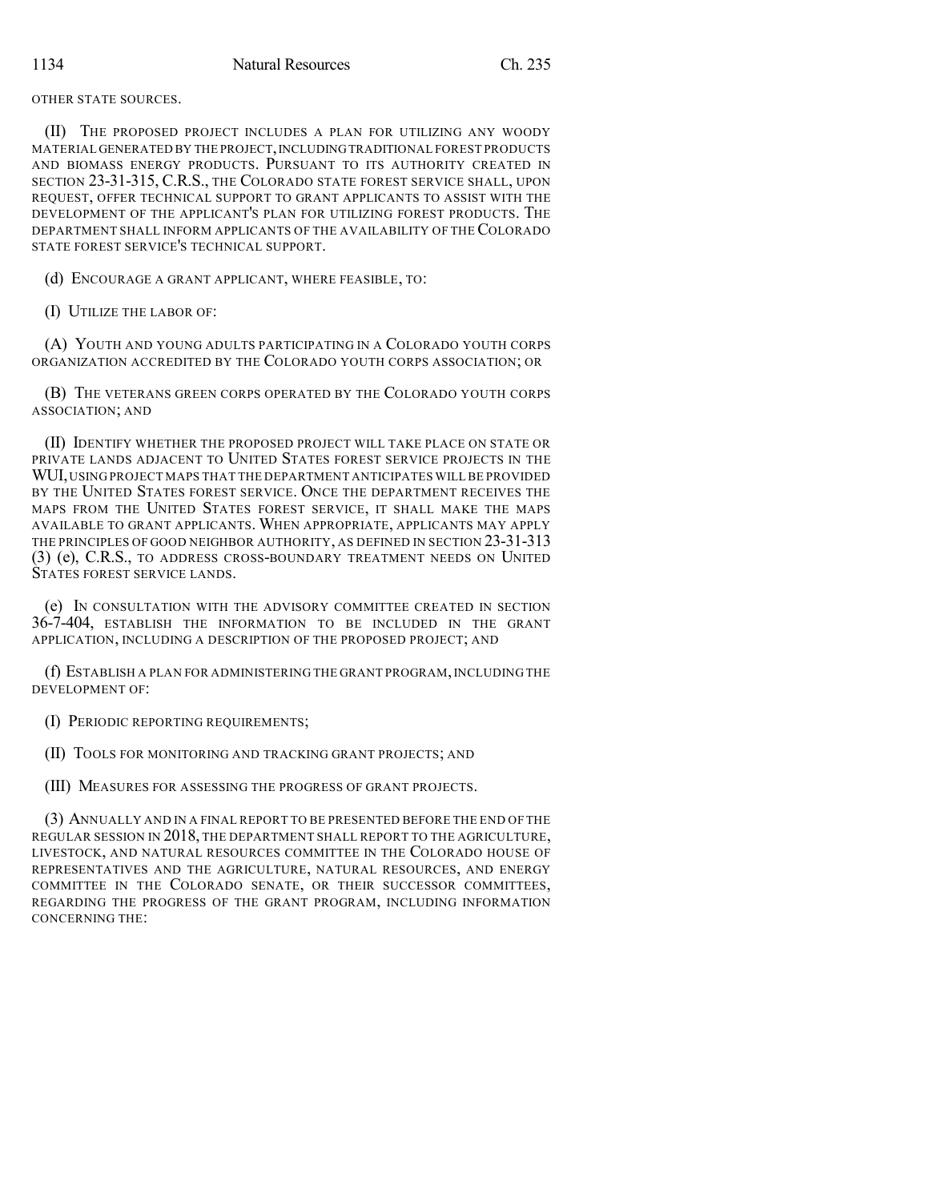OTHER STATE SOURCES.

(II) THE PROPOSED PROJECT INCLUDES A PLAN FOR UTILIZING ANY WOODY MATERIAL GENERATED BY THE PROJECT, INCLUDING TRADITIONAL FOREST PRODUCTS AND BIOMASS ENERGY PRODUCTS. PURSUANT TO ITS AUTHORITY CREATED IN SECTION 23-31-315, C.R.S., THE COLORADO STATE FOREST SERVICE SHALL, UPON REQUEST, OFFER TECHNICAL SUPPORT TO GRANT APPLICANTS TO ASSIST WITH THE DEVELOPMENT OF THE APPLICANT'S PLAN FOR UTILIZING FOREST PRODUCTS. THE DEPARTMENT SHALL INFORM APPLICANTS OF THE AVAILABILITY OF THE COLORADO STATE FOREST SERVICE'S TECHNICAL SUPPORT.

(d) ENCOURAGE A GRANT APPLICANT, WHERE FEASIBLE, TO:

(I) UTILIZE THE LABOR OF:

(A) YOUTH AND YOUNG ADULTS PARTICIPATING IN A COLORADO YOUTH CORPS ORGANIZATION ACCREDITED BY THE COLORADO YOUTH CORPS ASSOCIATION; OR

(B) THE VETERANS GREEN CORPS OPERATED BY THE COLORADO YOUTH CORPS ASSOCIATION; AND

(II) IDENTIFY WHETHER THE PROPOSED PROJECT WILL TAKE PLACE ON STATE OR PRIVATE LANDS ADJACENT TO UNITED STATES FOREST SERVICE PROJECTS IN THE WUI, USING PROJECT MAPS THAT THE DEPARTMENT ANTICIPATES WILL BE PROVIDED BY THE UNITED STATES FOREST SERVICE. ONCE THE DEPARTMENT RECEIVES THE MAPS FROM THE UNITED STATES FOREST SERVICE, IT SHALL MAKE THE MAPS AVAILABLE TO GRANT APPLICANTS. WHEN APPROPRIATE, APPLICANTS MAY APPLY THE PRINCIPLES OF GOOD NEIGHBOR AUTHORITY, AS DEFINED IN SECTION 23-31-313 (3) (e), C.R.S., TO ADDRESS CROSS-BOUNDARY TREATMENT NEEDS ON UNITED STATES FOREST SERVICE LANDS.

(e) IN CONSULTATION WITH THE ADVISORY COMMITTEE CREATED IN SECTION 36-7-404, ESTABLISH THE INFORMATION TO BE INCLUDED IN THE GRANT APPLICATION, INCLUDING A DESCRIPTION OF THE PROPOSED PROJECT; AND

(f) ESTABLISH A PLAN FOR ADMINISTERING THE GRANT PROGRAM, INCLUDING THE DEVELOPMENT OF:

(I) PERIODIC REPORTING REQUIREMENTS;

(II) TOOLS FOR MONITORING AND TRACKING GRANT PROJECTS; AND

(III) MEASURES FOR ASSESSING THE PROGRESS OF GRANT PROJECTS.

(3) ANNUALLY AND IN A FINAL REPORT TO BE PRESENTED BEFORE THE END OF THE REGULAR SESSION IN 2018, THE DEPARTMENT SHALL REPORT TO THE AGRICULTURE, LIVESTOCK, AND NATURAL RESOURCES COMMITTEE IN THE COLORADO HOUSE OF REPRESENTATIVES AND THE AGRICULTURE, NATURAL RESOURCES, AND ENERGY COMMITTEE IN THE COLORADO SENATE, OR THEIR SUCCESSOR COMMITTEES, REGARDING THE PROGRESS OF THE GRANT PROGRAM, INCLUDING INFORMATION CONCERNING THE: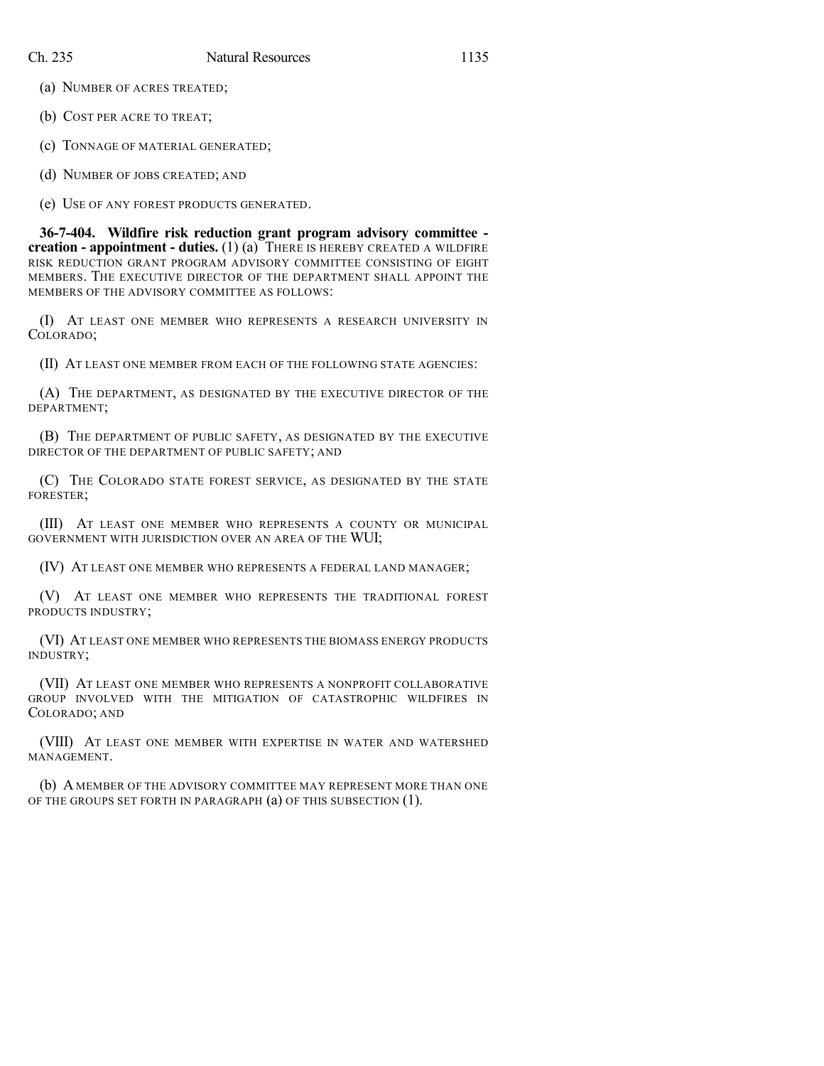(a) NUMBER OF ACRES TREATED;

(b) COST PER ACRE TO TREAT;

(c) TONNAGE OF MATERIAL GENERATED;

(d) NUMBER OF JOBS CREATED; AND

(e) USE OF ANY FOREST PRODUCTS GENERATED.

**36-7-404. Wildfire risk reduction grant program advisory committee - creation - appointment - duties.** (1) (a) THERE IS HEREBY CREATED A WILDFIRE RISK REDUCTION GRANT PROGRAM ADVISORY COMMITTEE CONSISTING OF EIGHT MEMBERS. THE EXECUTIVE DIRECTOR OF THE DEPARTMENT SHALL APPOINT THE MEMBERS OF THE ADVISORY COMMITTEE AS FOLLOWS:

(I) AT LEAST ONE MEMBER WHO REPRESENTS A RESEARCH UNIVERSITY IN COLORADO;

(II) AT LEAST ONE MEMBER FROM EACH OF THE FOLLOWING STATE AGENCIES:

(A) THE DEPARTMENT, AS DESIGNATED BY THE EXECUTIVE DIRECTOR OF THE DEPARTMENT;

(B) THE DEPARTMENT OF PUBLIC SAFETY, AS DESIGNATED BY THE EXECUTIVE DIRECTOR OF THE DEPARTMENT OF PUBLIC SAFETY; AND

(C) THE COLORADO STATE FOREST SERVICE, AS DESIGNATED BY THE STATE FORESTER;

(III) AT LEAST ONE MEMBER WHO REPRESENTS A COUNTY OR MUNICIPAL GOVERNMENT WITH JURISDICTION OVER AN AREA OF THE WUI;

(IV) AT LEAST ONE MEMBER WHO REPRESENTS A FEDERAL LAND MANAGER;

(V) AT LEAST ONE MEMBER WHO REPRESENTS THE TRADITIONAL FOREST PRODUCTS INDUSTRY;

(VI) AT LEAST ONE MEMBER WHO REPRESENTS THE BIOMASS ENERGY PRODUCTS INDUSTRY;

(VII) AT LEAST ONE MEMBER WHO REPRESENTS A NONPROFIT COLLABORATIVE GROUP INVOLVED WITH THE MITIGATION OF CATASTROPHIC WILDFIRES IN COLORADO; AND

(VIII) AT LEAST ONE MEMBER WITH EXPERTISE IN WATER AND WATERSHED MANAGEMENT.

(b) A MEMBER OF THE ADVISORY COMMITTEE MAY REPRESENT MORE THAN ONE OF THE GROUPS SET FORTH IN PARAGRAPH (a) OF THIS SUBSECTION (1).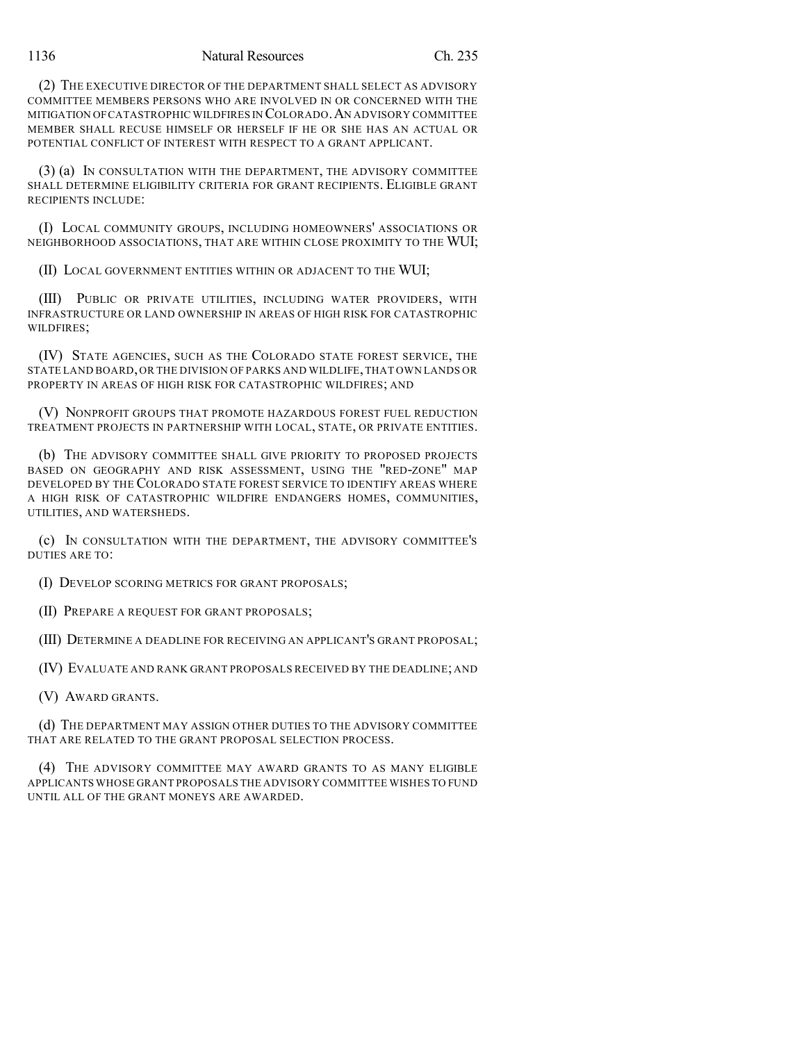(2) THE EXECUTIVE DIRECTOR OF THE DEPARTMENT SHALL SELECT AS ADVISORY COMMITTEE MEMBERS PERSONS WHO ARE INVOLVED IN OR CONCERNED WITH THE MITIGATION OF CATASTROPHIC WILDFIRES IN COLORADO. AN ADVISORY COMMITTEE MEMBER SHALL RECUSE HIMSELF OR HERSELF IF HE OR SHE HAS AN ACTUAL OR POTENTIAL CONFLICT OF INTEREST WITH RESPECT TO A GRANT APPLICANT.

(3) (a) IN CONSULTATION WITH THE DEPARTMENT, THE ADVISORY COMMITTEE SHALL DETERMINE ELIGIBILITY CRITERIA FOR GRANT RECIPIENTS. ELIGIBLE GRANT RECIPIENTS INCLUDE:

(I) LOCAL COMMUNITY GROUPS, INCLUDING HOMEOWNERS' ASSOCIATIONS OR NEIGHBORHOOD ASSOCIATIONS, THAT ARE WITHIN CLOSE PROXIMITY TO THE WUI;

(II) LOCAL GOVERNMENT ENTITIES WITHIN OR ADJACENT TO THE WUI;

(III) PUBLIC OR PRIVATE UTILITIES, INCLUDING WATER PROVIDERS, WITH INFRASTRUCTURE OR LAND OWNERSHIP IN AREAS OF HIGH RISK FOR CATASTROPHIC WILDFIRES;

(IV) STATE AGENCIES, SUCH AS THE COLORADO STATE FOREST SERVICE, THE STATE LAND BOARD, OR THE DIVISION OF PARKS AND WILDLIFE, THAT OWN LANDS OR PROPERTY IN AREAS OF HIGH RISK FOR CATASTROPHIC WILDFIRES; AND

(V) NONPROFIT GROUPS THAT PROMOTE HAZARDOUS FOREST FUEL REDUCTION TREATMENT PROJECTS IN PARTNERSHIP WITH LOCAL, STATE, OR PRIVATE ENTITIES.

(b) THE ADVISORY COMMITTEE SHALL GIVE PRIORITY TO PROPOSED PROJECTS BASED ON GEOGRAPHY AND RISK ASSESSMENT, USING THE "RED-ZONE" MAP DEVELOPED BY THE COLORADO STATE FOREST SERVICE TO IDENTIFY AREAS WHERE A HIGH RISK OF CATASTROPHIC WILDFIRE ENDANGERS HOMES, COMMUNITIES, UTILITIES, AND WATERSHEDS.

(c) IN CONSULTATION WITH THE DEPARTMENT, THE ADVISORY COMMITTEE'S DUTIES ARE TO:

(I) DEVELOP SCORING METRICS FOR GRANT PROPOSALS;

(II) PREPARE A REQUEST FOR GRANT PROPOSALS;

(III) DETERMINE A DEADLINE FOR RECEIVING AN APPLICANT'S GRANT PROPOSAL;

(IV) EVALUATE AND RANK GRANT PROPOSALS RECEIVED BY THE DEADLINE; AND

(V) AWARD GRANTS.

(d) THE DEPARTMENT MAY ASSIGN OTHER DUTIES TO THE ADVISORY COMMITTEE THAT ARE RELATED TO THE GRANT PROPOSAL SELECTION PROCESS.

(4) THE ADVISORY COMMITTEE MAY AWARD GRANTS TO AS MANY ELIGIBLE APPLICANTS WHOSE GRANT PROPOSALS THE ADVISORY COMMITTEE WISHES TO FUND UNTIL ALL OF THE GRANT MONEYS ARE AWARDED.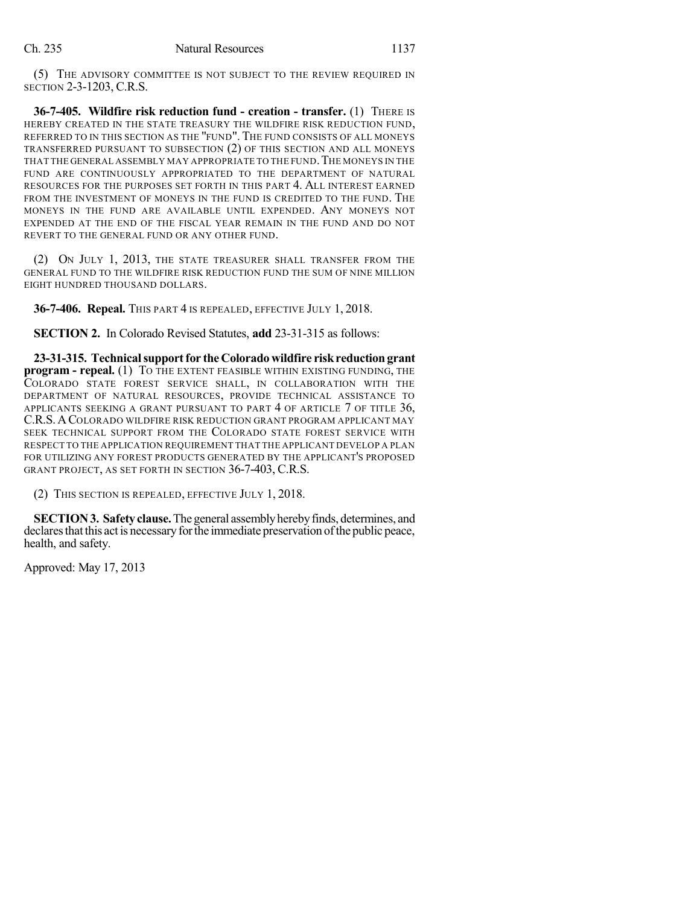(5) THE ADVISORY COMMITTEE IS NOT SUBJECT TO THE REVIEW REQUIRED IN SECTION 2-3-1203, C.R.S.

**36-7-405. Wildfire risk reduction fund - creation - transfer.** (1) THERE IS HEREBY CREATED IN THE STATE TREASURY THE WILDFIRE RISK REDUCTION FUND, REFERRED TO IN THIS SECTION AS THE "FUND". THE FUND CONSISTS OF ALL MONEYS TRANSFERRED PURSUANT TO SUBSECTION (2) OF THIS SECTION AND ALL MONEYS THAT THE GENERAL ASSEMBLY MAY APPROPRIATE TO THE FUND. THE MONEYS IN THE FUND ARE CONTINUOUSLY APPROPRIATED TO THE DEPARTMENT OF NATURAL RESOURCES FOR THE PURPOSES SET FORTH IN THIS PART 4. ALL INTEREST EARNED FROM THE INVESTMENT OF MONEYS IN THE FUND IS CREDITED TO THE FUND. THE MONEYS IN THE FUND ARE AVAILABLE UNTIL EXPENDED. ANY MONEYS NOT EXPENDED AT THE END OF THE FISCAL YEAR REMAIN IN THE FUND AND DO NOT REVERT TO THE GENERAL FUND OR ANY OTHER FUND.

(2) ON JULY 1, 2013, THE STATE TREASURER SHALL TRANSFER FROM THE GENERAL FUND TO THE WILDFIRE RISK REDUCTION FUND THE SUM OF NINE MILLION EIGHT HUNDRED THOUSAND DOLLARS.

**36-7-406. Repeal.** THIS PART 4 IS REPEALED, EFFECTIVE JULY 1, 2018.

**SECTION 2.** In Colorado Revised Statutes, **add** 23-31-315 as follows:

**23-31-315. Technical support for the Colorado wildfire risk reduction grant program - repeal.** (1) TO THE EXTENT FEASIBLE WITHIN EXISTING FUNDING, THE COLORADO STATE FOREST SERVICE SHALL, IN COLLABORATION WITH THE DEPARTMENT OF NATURAL RESOURCES, PROVIDE TECHNICAL ASSISTANCE TO APPLICANTS SEEKING A GRANT PURSUANT TO PART 4 OF ARTICLE 7 OF TITLE 36, C.R.S. A COLORADO WILDFIRE RISK REDUCTION GRANT PROGRAM APPLICANT MAY SEEK TECHNICAL SUPPORT FROM THE COLORADO STATE FOREST SERVICE WITH RESPECT TO THE APPLICATION REQUIREMENT THAT THE APPLICANT DEVELOP A PLAN FOR UTILIZING ANY FOREST PRODUCTS GENERATED BY THE APPLICANT'S PROPOSED GRANT PROJECT, AS SET FORTH IN SECTION 36-7-403, C.R.S.

(2) THIS SECTION IS REPEALED, EFFECTIVE JULY 1, 2018.

**SECTION 3. Safety clause.** The general assembly hereby finds, determines, and declares that this act is necessary for the immediate preservation of the public peace, health, and safety.

Approved: May 17, 2013